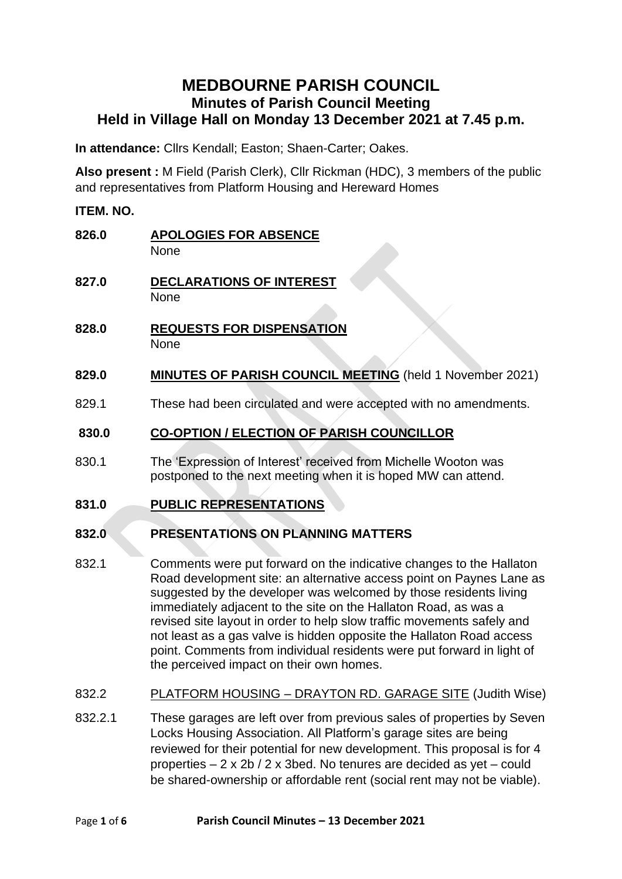# MEDBOURNE PARISH COUNCIL
## Minutes of Parish Council Meeting
## Held in Village Hall on Monday 13 December 2021 at 7.45 p.m.

**In attendance:** Cllrs Kendall; Easton; Shaen-Carter; Oakes.

**Also present :** M Field (Parish Clerk), Cllr Rickman (HDC), 3 members of the public and representatives from Platform Housing and Hereward Homes

**ITEM. NO.**

**826.0** **APOLOGIES FOR ABSENCE**

None

**827.0** **DECLARATIONS OF INTEREST**

None

**828.0** **REQUESTS FOR DISPENSATION**

None

**829.0** **MINUTES OF PARISH COUNCIL MEETING** (held 1 November 2021)

829.1 These had been circulated and were accepted with no amendments.

**830.0** **CO-OPTION / ELECTION OF PARISH COUNCILLOR**

830.1 The 'Expression of Interest' received from Michelle Wooton was postponed to the next meeting when it is hoped MW can attend.

**831.0** **PUBLIC REPRESENTATIONS**

**832.0** **PRESENTATIONS ON PLANNING MATTERS**

832.1 Comments were put forward on the indicative changes to the Hallaton Road development site: an alternative access point on Paynes Lane as suggested by the developer was welcomed by those residents living immediately adjacent to the site on the Hallaton Road, as was a revised site layout in order to help slow traffic movements safely and not least as a gas valve is hidden opposite the Hallaton Road access point. Comments from individual residents were put forward in light of the perceived impact on their own homes.

832.2 PLATFORM HOUSING – DRAYTON RD. GARAGE SITE (Judith Wise)

832.2.1 These garages are left over from previous sales of properties by Seven Locks Housing Association. All Platform's garage sites are being reviewed for their potential for new development. This proposal is for 4 properties – 2 x 2b / 2 x 3bed. No tenures are decided as yet – could be shared-ownership or affordable rent (social rent may not be viable).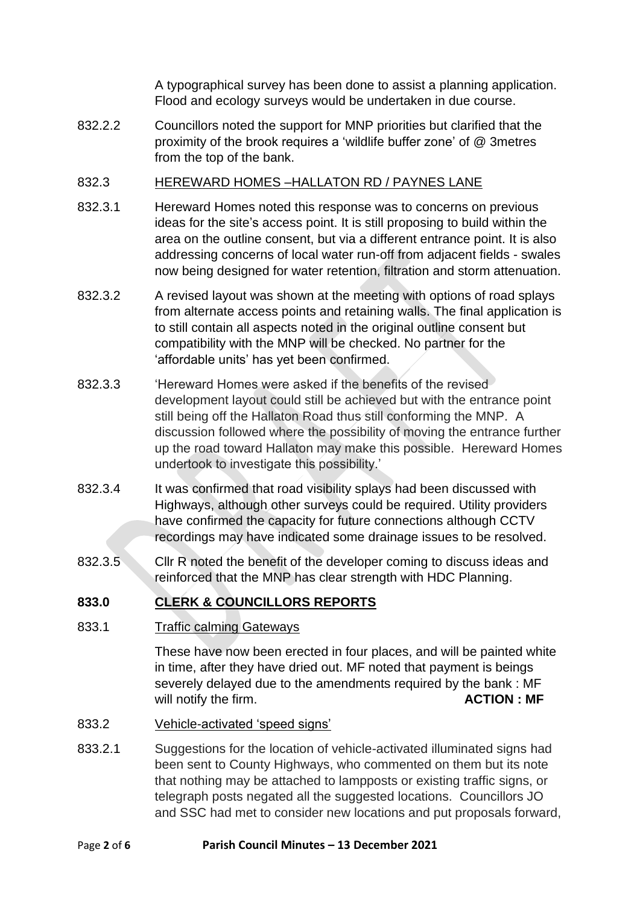A typographical survey has been done to assist a planning application. Flood and ecology surveys would be undertaken in due course.

832.2.2 Councillors noted the support for MNP priorities but clarified that the proximity of the brook requires a 'wildlife buffer zone' of @ 3metres from the top of the bank.

832.3 HEREWARD HOMES –HALLATON RD / PAYNES LANE

832.3.1 Hereward Homes noted this response was to concerns on previous ideas for the site's access point. It is still proposing to build within the area on the outline consent, but via a different entrance point. It is also addressing concerns of local water run-off from adjacent fields - swales now being designed for water retention, filtration and storm attenuation.

832.3.2 A revised layout was shown at the meeting with options of road splays from alternate access points and retaining walls. The final application is to still contain all aspects noted in the original outline consent but compatibility with the MNP will be checked. No partner for the 'affordable units' has yet been confirmed.

832.3.3 'Hereward Homes were asked if the benefits of the revised development layout could still be achieved but with the entrance point still being off the Hallaton Road thus still conforming the MNP. A discussion followed where the possibility of moving the entrance further up the road toward Hallaton may make this possible. Hereward Homes undertook to investigate this possibility.'

832.3.4 It was confirmed that road visibility splays had been discussed with Highways, although other surveys could be required. Utility providers have confirmed the capacity for future connections although CCTV recordings may have indicated some drainage issues to be resolved.

832.3.5 Cllr R noted the benefit of the developer coming to discuss ideas and reinforced that the MNP has clear strength with HDC Planning.

## 833.0 CLERK & COUNCILLORS REPORTS

833.1 Traffic calming Gateways

These have now been erected in four places, and will be painted white in time, after they have dried out. MF noted that payment is beings severely delayed due to the amendments required by the bank : MF will notify the firm. **ACTION : MF**

833.2 Vehicle-activated 'speed signs'

833.2.1 Suggestions for the location of vehicle-activated illuminated signs had been sent to County Highways, who commented on them but its note that nothing may be attached to lampposts or existing traffic signs, or telegraph posts negated all the suggested locations. Councillors JO and SSC had met to consider new locations and put proposals forward,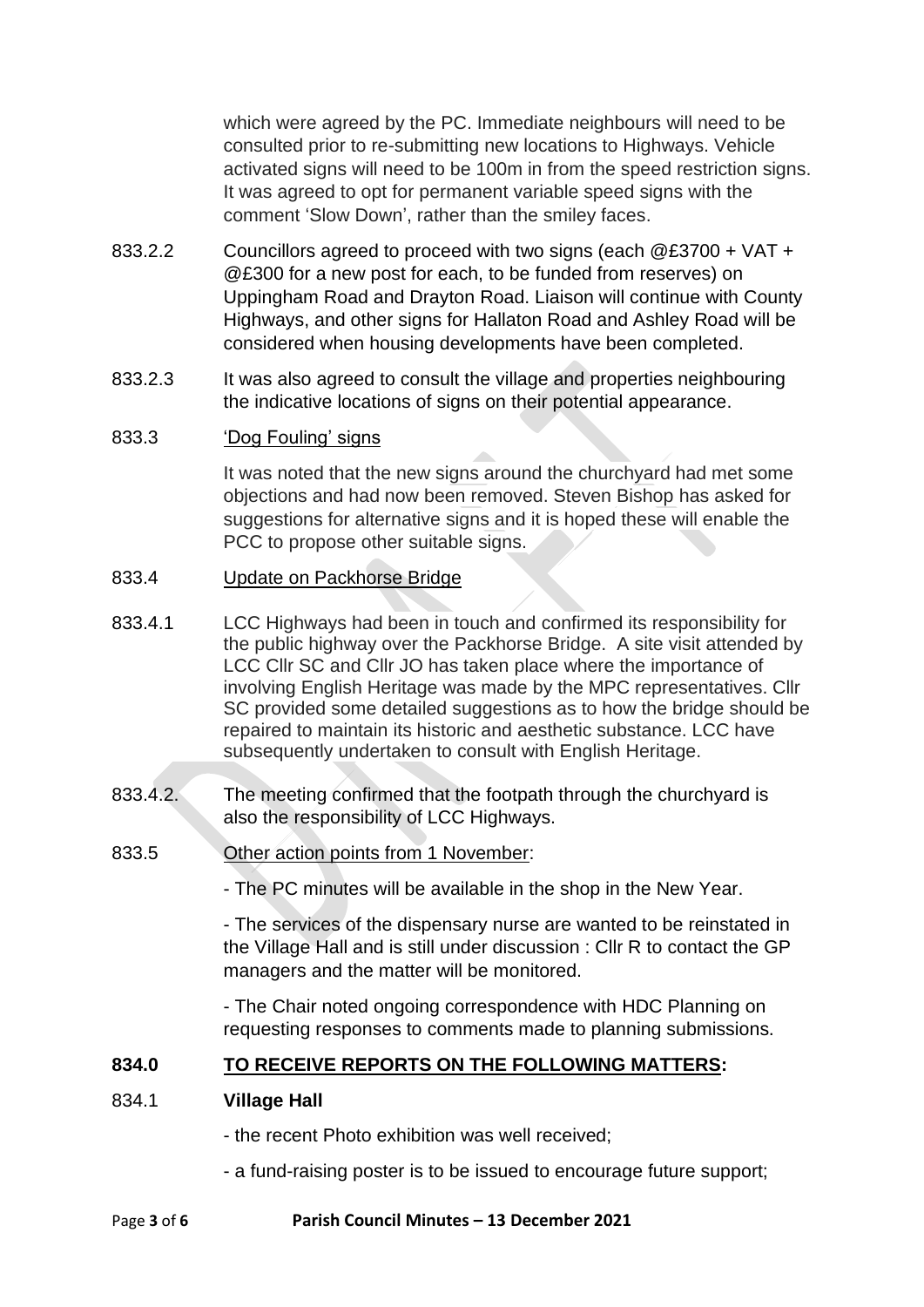which were agreed by the PC. Immediate neighbours will need to be consulted prior to re-submitting new locations to Highways. Vehicle activated signs will need to be 100m in from the speed restriction signs. It was agreed to opt for permanent variable speed signs with the comment 'Slow Down', rather than the smiley faces.

833.2.2 Councillors agreed to proceed with two signs (each @£3700 + VAT + @£300 for a new post for each, to be funded from reserves) on Uppingham Road and Drayton Road. Liaison will continue with County Highways, and other signs for Hallaton Road and Ashley Road will be considered when housing developments have been completed.

833.2.3 It was also agreed to consult the village and properties neighbouring the indicative locations of signs on their potential appearance.

833.3 'Dog Fouling' signs

It was noted that the new signs around the churchyard had met some objections and had now been removed. Steven Bishop has asked for suggestions for alternative signs and it is hoped these will enable the PCC to propose other suitable signs.

833.4 Update on Packhorse Bridge

833.4.1 LCC Highways had been in touch and confirmed its responsibility for the public highway over the Packhorse Bridge. A site visit attended by LCC Cllr SC and Cllr JO has taken place where the importance of involving English Heritage was made by the MPC representatives. Cllr SC provided some detailed suggestions as to how the bridge should be repaired to maintain its historic and aesthetic substance. LCC have subsequently undertaken to consult with English Heritage.

833.4.2. The meeting confirmed that the footpath through the churchyard is also the responsibility of LCC Highways.

833.5 Other action points from 1 November:

- The PC minutes will be available in the shop in the New Year.

- The services of the dispensary nurse are wanted to be reinstated in the Village Hall and is still under discussion : Cllr R to contact the GP managers and the matter will be monitored.

- The Chair noted ongoing correspondence with HDC Planning on requesting responses to comments made to planning submissions.

## 834.0 TO RECEIVE REPORTS ON THE FOLLOWING MATTERS:

### 834.1 Village Hall

- the recent Photo exhibition was well received;

- a fund-raising poster is to be issued to encourage future support;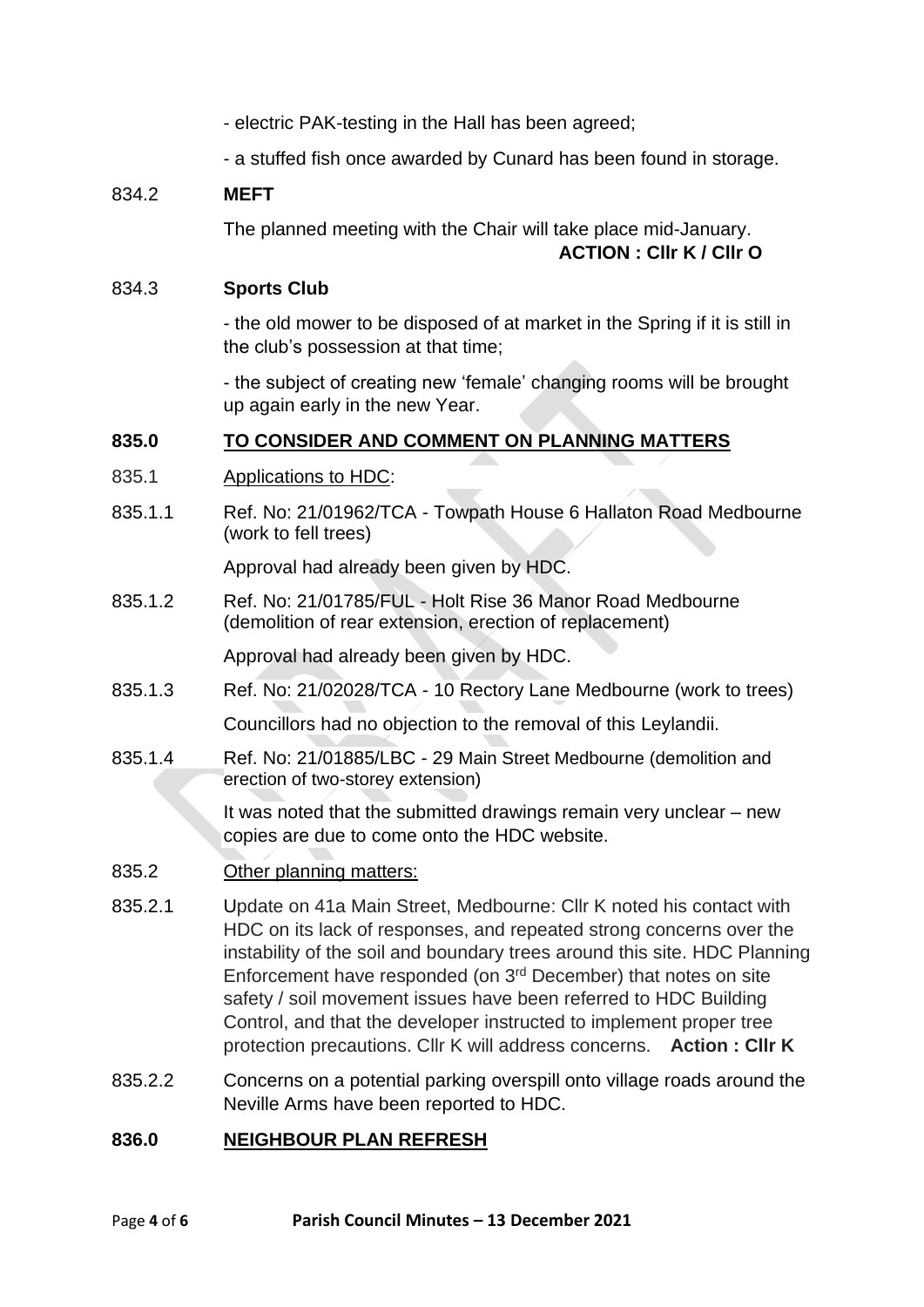- electric PAK-testing in the Hall has been agreed;

- a stuffed fish once awarded by Cunard has been found in storage.

834.2 **MEFT**

The planned meeting with the Chair will take place mid-January.

**ACTION : Cllr K / Cllr O**

834.3 **Sports Club**

- the old mower to be disposed of at market in the Spring if it is still in the club's possession at that time;

- the subject of creating new 'female' changing rooms will be brought up again early in the new Year.

## 835.0 TO CONSIDER AND COMMENT ON PLANNING MATTERS

835.1 Applications to HDC:

835.1.1 Ref. No: 21/01962/TCA - Towpath House 6 Hallaton Road Medbourne (work to fell trees)

Approval had already been given by HDC.

835.1.2 Ref. No: 21/01785/FUL - Holt Rise 36 Manor Road Medbourne (demolition of rear extension, erection of replacement)

Approval had already been given by HDC.

835.1.3 Ref. No: 21/02028/TCA - 10 Rectory Lane Medbourne (work to trees)

Councillors had no objection to the removal of this Leylandii.

835.1.4 Ref. No: 21/01885/LBC - 29 Main Street Medbourne (demolition and erection of two-storey extension)

It was noted that the submitted drawings remain very unclear – new copies are due to come onto the HDC website.

835.2 Other planning matters:

835.2.1 Update on 41a Main Street, Medbourne: Cllr K noted his contact with HDC on its lack of responses, and repeated strong concerns over the instability of the soil and boundary trees around this site. HDC Planning Enforcement have responded (on 3rd December) that notes on site safety / soil movement issues have been referred to HDC Building Control, and that the developer instructed to implement proper tree protection precautions. Cllr K will address concerns. **Action : Cllr K**

835.2.2 Concerns on a potential parking overspill onto village roads around the Neville Arms have been reported to HDC.

## 836.0 NEIGHBOUR PLAN REFRESH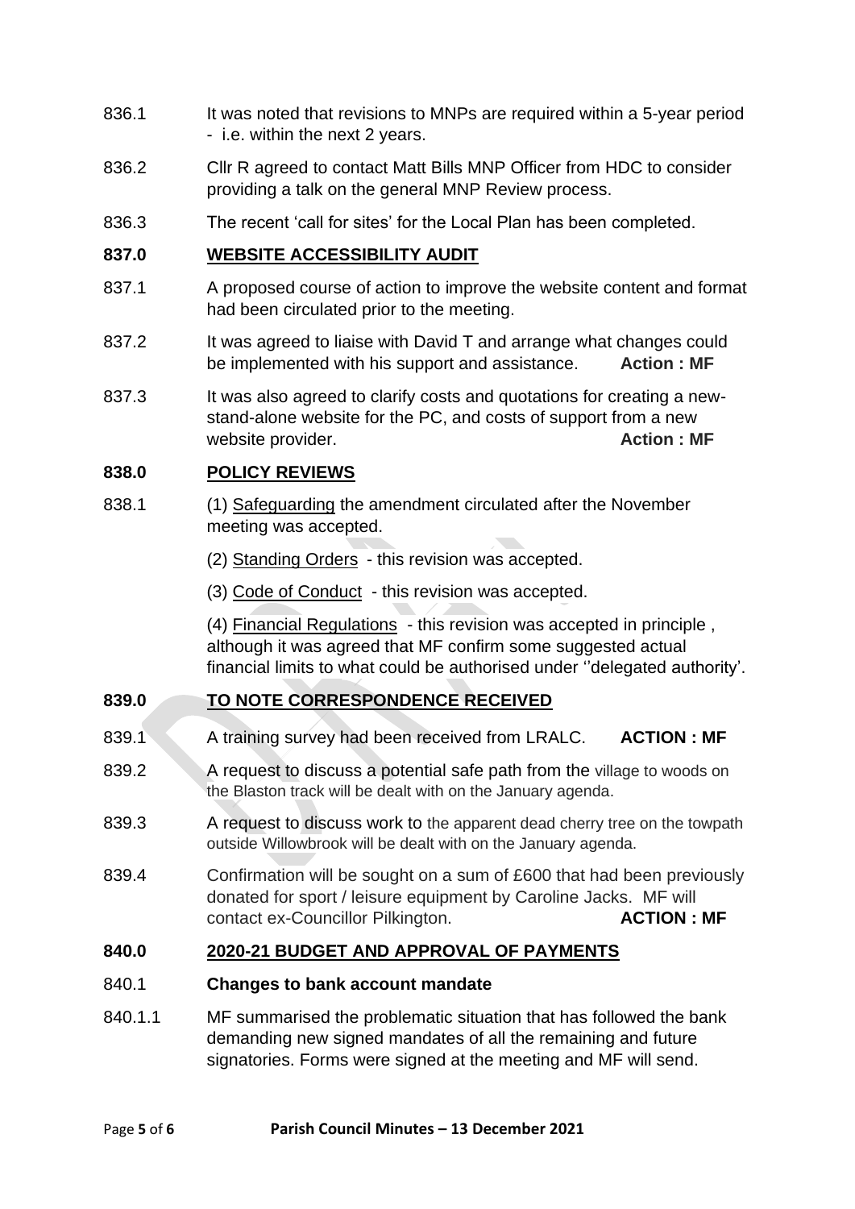836.1 It was noted that revisions to MNPs are required within a 5-year period - i.e. within the next 2 years.

836.2 Cllr R agreed to contact Matt Bills MNP Officer from HDC to consider providing a talk on the general MNP Review process.

836.3 The recent 'call for sites' for the Local Plan has been completed.

## 837.0 WEBSITE ACCESSIBILITY AUDIT

837.1 A proposed course of action to improve the website content and format had been circulated prior to the meeting.

837.2 It was agreed to liaise with David T and arrange what changes could be implemented with his support and assistance. **Action : MF**

837.3 It was also agreed to clarify costs and quotations for creating a new-stand-alone website for the PC, and costs of support from a new website provider. **Action : MF**

## 838.0 POLICY REVIEWS

838.1 (1) Safeguarding the amendment circulated after the November meeting was accepted.

(2) Standing Orders - this revision was accepted.

(3) Code of Conduct - this revision was accepted.

(4) Financial Regulations - this revision was accepted in principle , although it was agreed that MF confirm some suggested actual financial limits to what could be authorised under ''delegated authority'.

## 839.0 TO NOTE CORRESPONDENCE RECEIVED

839.1 A training survey had been received from LRALC. **ACTION : MF**

839.2 A request to discuss a potential safe path from the village to woods on the Blaston track will be dealt with on the January agenda.

839.3 A request to discuss work to the apparent dead cherry tree on the towpath outside Willowbrook will be dealt with on the January agenda.

839.4 Confirmation will be sought on a sum of £600 that had been previously donated for sport / leisure equipment by Caroline Jacks. MF will contact ex-Councillor Pilkington. **ACTION : MF**

## 840.0 2020-21 BUDGET AND APPROVAL OF PAYMENTS

### 840.1 Changes to bank account mandate

840.1.1 MF summarised the problematic situation that has followed the bank demanding new signed mandates of all the remaining and future signatories. Forms were signed at the meeting and MF will send.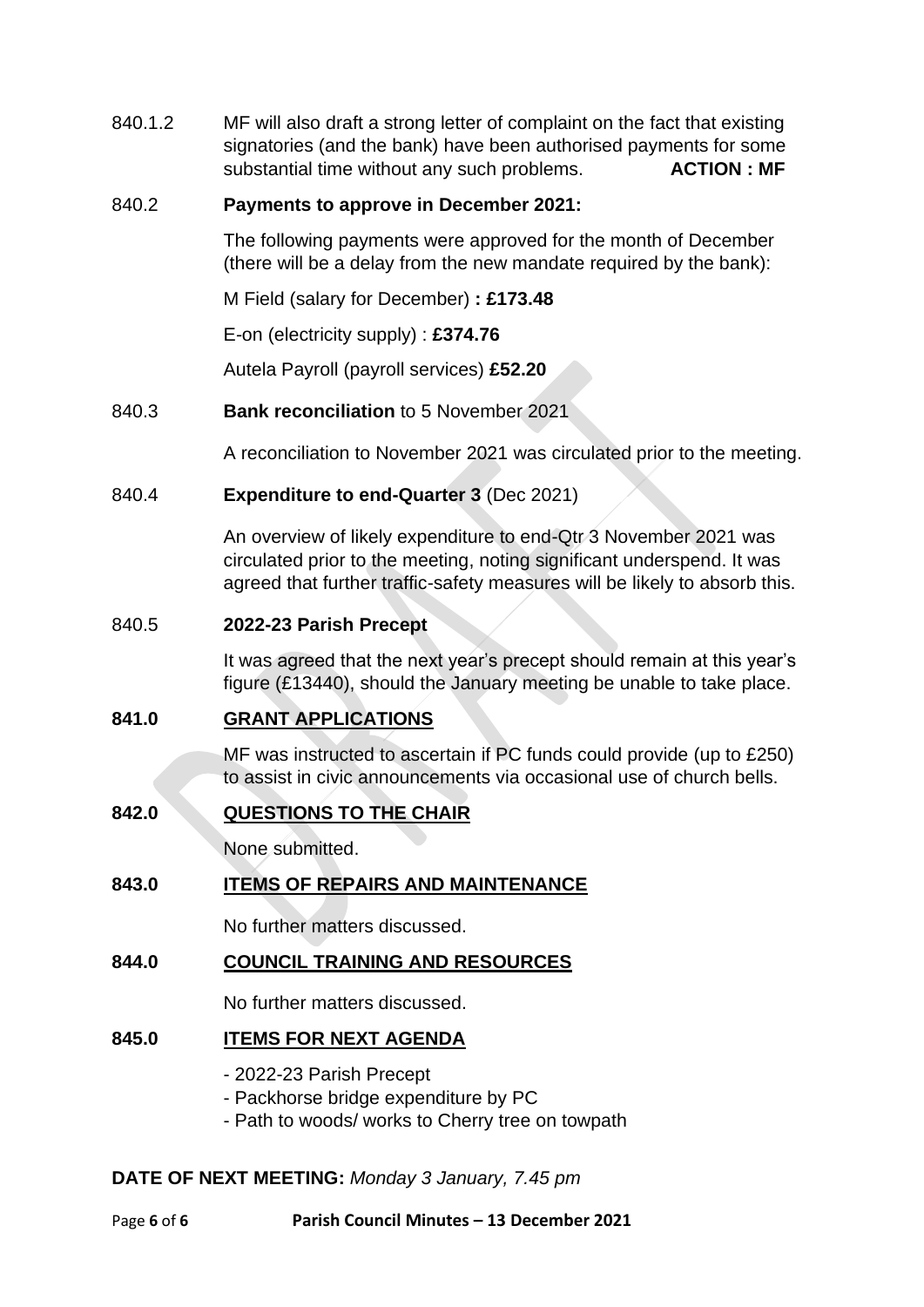840.1.2 MF will also draft a strong letter of complaint on the fact that existing signatories (and the bank) have been authorised payments for some substantial time without any such problems. **ACTION : MF**

840.2 **Payments to approve in December 2021:**

The following payments were approved for the month of December (there will be a delay from the new mandate required by the bank):

M Field (salary for December) **: £173.48**

E-on (electricity supply) : **£374.76**

Autela Payroll (payroll services) **£52.20**

840.3 **Bank reconciliation** to 5 November 2021

A reconciliation to November 2021 was circulated prior to the meeting.

840.4 **Expenditure to end-Quarter 3** (Dec 2021)

An overview of likely expenditure to end-Qtr 3 November 2021 was circulated prior to the meeting, noting significant underspend. It was agreed that further traffic-safety measures will be likely to absorb this.

840.5 **2022-23 Parish Precept**

It was agreed that the next year's precept should remain at this year's figure (£13440), should the January meeting be unable to take place.

## 841.0 GRANT APPLICATIONS

MF was instructed to ascertain if PC funds could provide (up to £250) to assist in civic announcements via occasional use of church bells.

## 842.0 QUESTIONS TO THE CHAIR

None submitted.

## 843.0 ITEMS OF REPAIRS AND MAINTENANCE

No further matters discussed.

## 844.0 COUNCIL TRAINING AND RESOURCES

No further matters discussed.

## 845.0 ITEMS FOR NEXT AGENDA

- 2022-23 Parish Precept
- Packhorse bridge expenditure by PC
- Path to woods/ works to Cherry tree on towpath

**DATE OF NEXT MEETING:** *Monday 3 January, 7.45 pm*